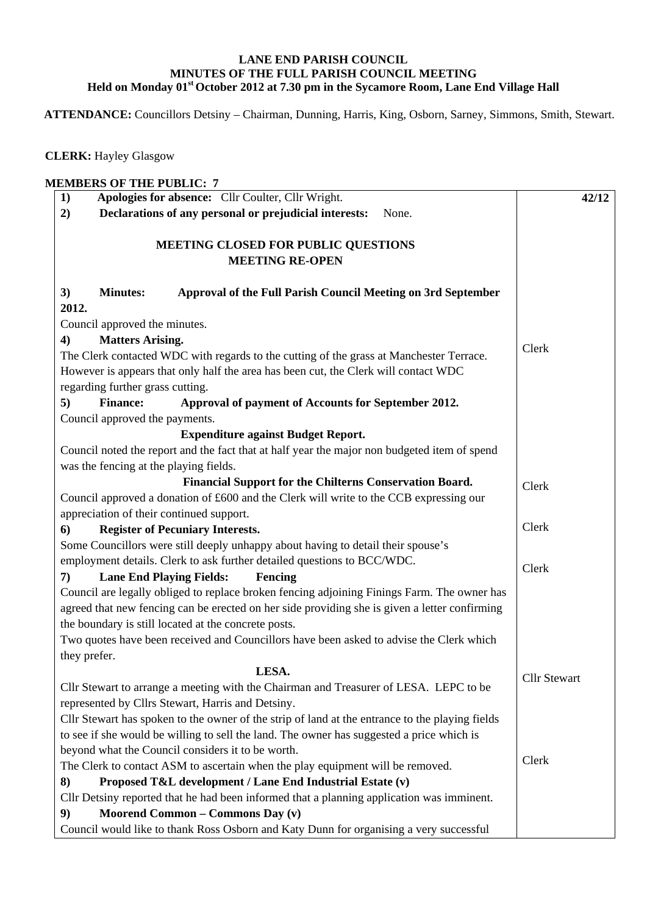**LANE END PARISH COUNCIL**
**MINUTES OF THE FULL PARISH COUNCIL MEETING**
**Held on Monday 01st October 2012 at 7.30 pm in the Sycamore Room, Lane End Village Hall**

**ATTENDANCE:** Councillors Detsiny – Chairman, Dunning, Harris, King, Osborn, Sarney, Simmons, Smith, Stewart.

**CLERK:** Hayley Glasgow

**MEMBERS OF THE PUBLIC: 7**

| | |
|---|---|
| **1) Apologies for absence:** Cllr Coulter, Cllr Wright. | **42/12** |
| **2) Declarations of any personal or prejudicial interests:** None. | |
| **MEETING CLOSED FOR PUBLIC QUESTIONS**<br>**MEETING RE-OPEN** | |
| **3) Minutes: Approval of the Full Parish Council Meeting on 3rd September 2012.**<br>Council approved the minutes. | |
| **4) Matters Arising.**<br>The Clerk contacted WDC with regards to the cutting of the grass at Manchester Terrace. However is appears that only half the area has been cut, the Clerk will contact WDC regarding further grass cutting. | Clerk |
| **5) Finance: Approval of payment of Accounts for September 2012.**<br>Council approved the payments. | |
| **Expenditure against Budget Report.**<br>Council noted the report and the fact that at half year the major non budgeted item of spend was the fencing at the playing fields. | |
| **Financial Support for the Chilterns Conservation Board.**<br>Council approved a donation of £600 and the Clerk will write to the CCB expressing our appreciation of their continued support. | Clerk |
| **6) Register of Pecuniary Interests.**<br>Some Councillors were still deeply unhappy about having to detail their spouse's employment details. Clerk to ask further detailed questions to BCC/WDC. | Clerk |
| **7) Lane End Playing Fields: Fencing**<br>Council are legally obliged to replace broken fencing adjoining Finings Farm. The owner has agreed that new fencing can be erected on her side providing she is given a letter confirming the boundary is still located at the concrete posts.<br>Two quotes have been received and Councillors have been asked to advise the Clerk which they prefer. | Clerk |
| **LESA.**<br>Cllr Stewart to arrange a meeting with the Chairman and Treasurer of LESA. LEPC to be represented by Cllrs Stewart, Harris and Detsiny.<br>Cllr Stewart has spoken to the owner of the strip of land at the entrance to the playing fields to see if she would be willing to sell the land. The owner has suggested a price which is beyond what the Council considers it to be worth. | Cllr Stewart |
| The Clerk to contact ASM to ascertain when the play equipment will be removed. | Clerk |
| **8) Proposed T&L development / Lane End Industrial Estate (v)**<br>Cllr Detsiny reported that he had been informed that a planning application was imminent. | |
| **9) Moorend Common – Commons Day (v)**<br>Council would like to thank Ross Osborn and Katy Dunn for organising a very successful | |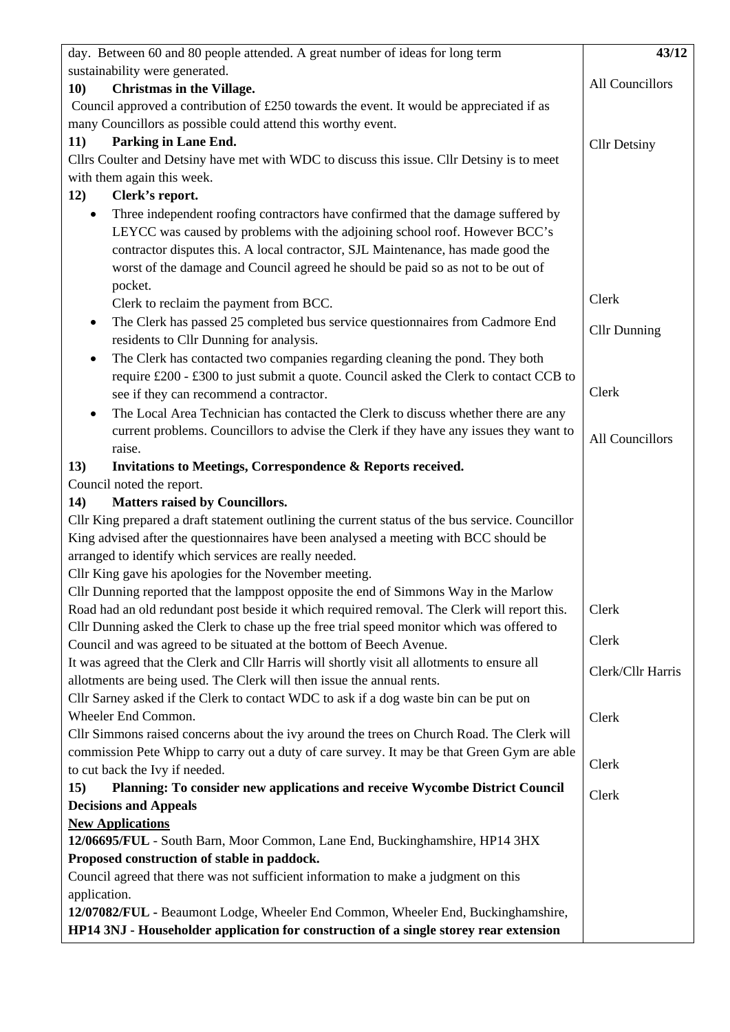| | 43/12 |
|---|---|
| day. Between 60 and 80 people attended. A great number of ideas for long term sustainability were generated. | |
| **10) Christmas in the Village.** | All Councillors |
| Council approved a contribution of £250 towards the event. It would be appreciated if as many Councillors as possible could attend this worthy event. | |
| **11) Parking in Lane End.** | Cllr Detsiny |
| Cllrs Coulter and Detsiny have met with WDC to discuss this issue. Cllr Detsiny is to meet with them again this week. | |
| **12) Clerk's report.** | |
| • Three independent roofing contractors have confirmed that the damage suffered by LEYCC was caused by problems with the adjoining school roof. However BCC's contractor disputes this. A local contractor, SJL Maintenance, has made good the worst of the damage and Council agreed he should be paid so as not to be out of pocket. Clerk to reclaim the payment from BCC. | Clerk |
| • The Clerk has passed 25 completed bus service questionnaires from Cadmore End residents to Cllr Dunning for analysis. | Cllr Dunning |
| • The Clerk has contacted two companies regarding cleaning the pond. They both require £200 - £300 to just submit a quote. Council asked the Clerk to contact CCB to see if they can recommend a contractor. | Clerk |
| • The Local Area Technician has contacted the Clerk to discuss whether there are any current problems. Councillors to advise the Clerk if they have any issues they want to raise. | All Councillors |
| **13) Invitations to Meetings, Correspondence & Reports received.** | |
| Council noted the report. | |
| **14) Matters raised by Councillors.** | |
| Cllr King prepared a draft statement outlining the current status of the bus service. Councillor King advised after the questionnaires have been analysed a meeting with BCC should be arranged to identify which services are really needed. | |
| Cllr King gave his apologies for the November meeting. | |
| Cllr Dunning reported that the lamppost opposite the end of Simmons Way in the Marlow Road had an old redundant post beside it which required removal. The Clerk will report this. | Clerk |
| Cllr Dunning asked the Clerk to chase up the free trial speed monitor which was offered to Council and was agreed to be situated at the bottom of Beech Avenue. | Clerk |
| It was agreed that the Clerk and Cllr Harris will shortly visit all allotments to ensure all allotments are being used. The Clerk will then issue the annual rents. | Clerk/Cllr Harris |
| Cllr Sarney asked if the Clerk to contact WDC to ask if a dog waste bin can be put on Wheeler End Common. | Clerk |
| Cllr Simmons raised concerns about the ivy around the trees on Church Road. The Clerk will commission Pete Whipp to carry out a duty of care survey. It may be that Green Gym are able to cut back the Ivy if needed. | Clerk |
| **15) Planning: To consider new applications and receive Wycombe District Council Decisions and Appeals** | Clerk |
| **<u>New Applications</u>** | |
| **12/06695/FUL** - South Barn, Moor Common, Lane End, Buckinghamshire, HP14 3HX **Proposed construction of stable in paddock.** | |
| Council agreed that there was not sufficient information to make a judgment on this application. | |
| **12/07082/FUL -** Beaumont Lodge, Wheeler End Common, Wheeler End, Buckinghamshire, **HP14 3NJ - Householder application for construction of a single storey rear extension** | |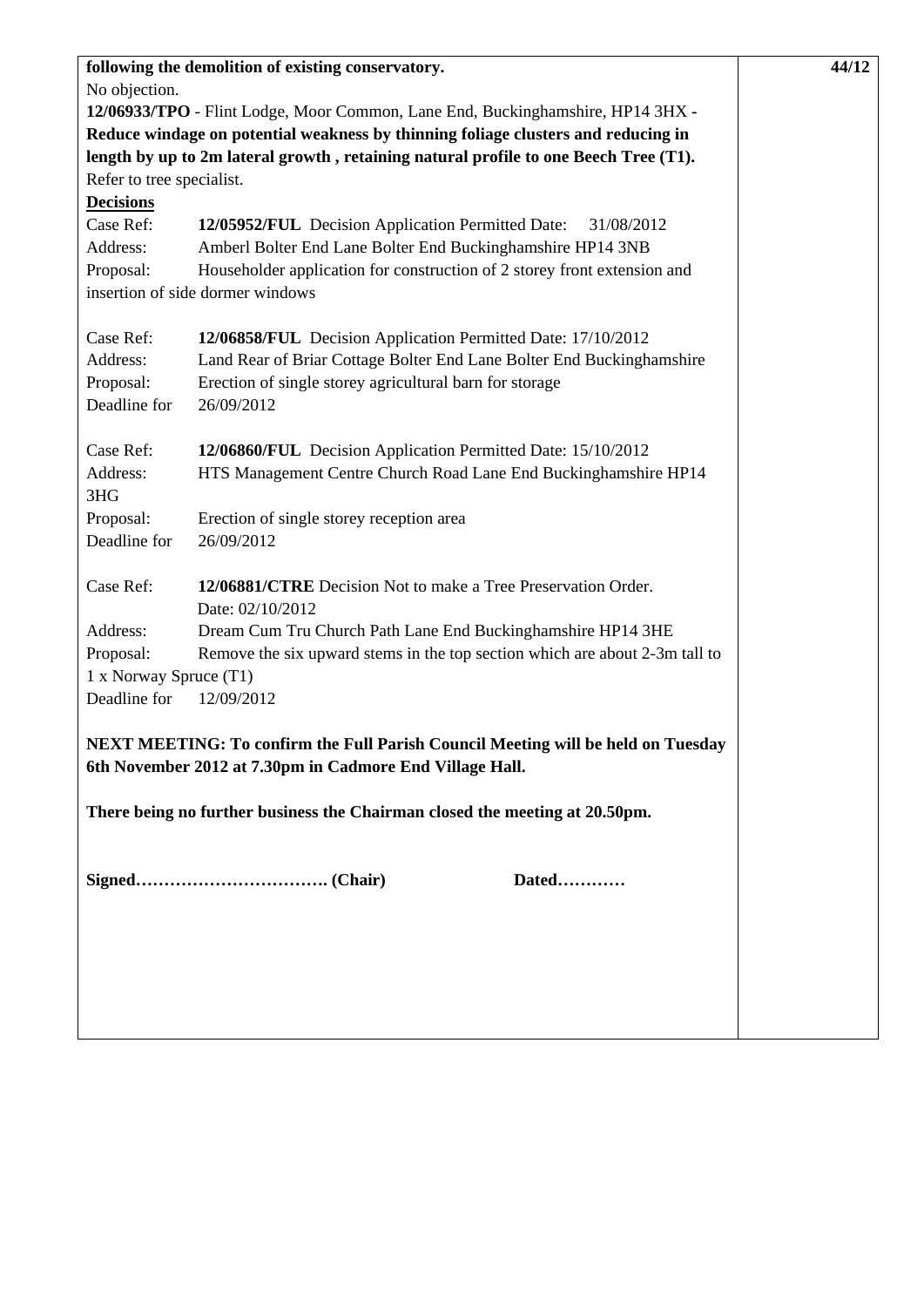**following the demolition of existing conservatory.**

No objection.

**12/06933/TPO** - Flint Lodge, Moor Common, Lane End, Buckinghamshire, HP14 3HX **- Reduce windage on potential weakness by thinning foliage clusters and reducing in length by up to 2m lateral growth , retaining natural profile to one Beech Tree (T1).**

Refer to tree specialist.

**Decisions**

Case Ref: **12/05952/FUL** Decision Application Permitted Date: 31/08/2012
Address: Amberl Bolter End Lane Bolter End Buckinghamshire HP14 3NB
Proposal: Householder application for construction of 2 storey front extension and insertion of side dormer windows

Case Ref: **12/06858/FUL** Decision Application Permitted Date: 17/10/2012
Address: Land Rear of Briar Cottage Bolter End Lane Bolter End Buckinghamshire
Proposal: Erection of single storey agricultural barn for storage
Deadline for 26/09/2012

Case Ref: **12/06860/FUL** Decision Application Permitted Date: 15/10/2012
Address: HTS Management Centre Church Road Lane End Buckinghamshire HP14 3HG
Proposal: Erection of single storey reception area
Deadline for 26/09/2012

Case Ref: **12/06881/CTRE** Decision Not to make a Tree Preservation Order. Date: 02/10/2012
Address: Dream Cum Tru Church Path Lane End Buckinghamshire HP14 3HE
Proposal: Remove the six upward stems in the top section which are about 2-3m tall to 1 x Norway Spruce (T1)
Deadline for 12/09/2012

**NEXT MEETING: To confirm the Full Parish Council Meeting will be held on Tuesday 6th November 2012 at 7.30pm in Cadmore End Village Hall.**

**There being no further business the Chairman closed the meeting at 20.50pm.**

**Signed……………………………. (Chair)** **Dated…………**